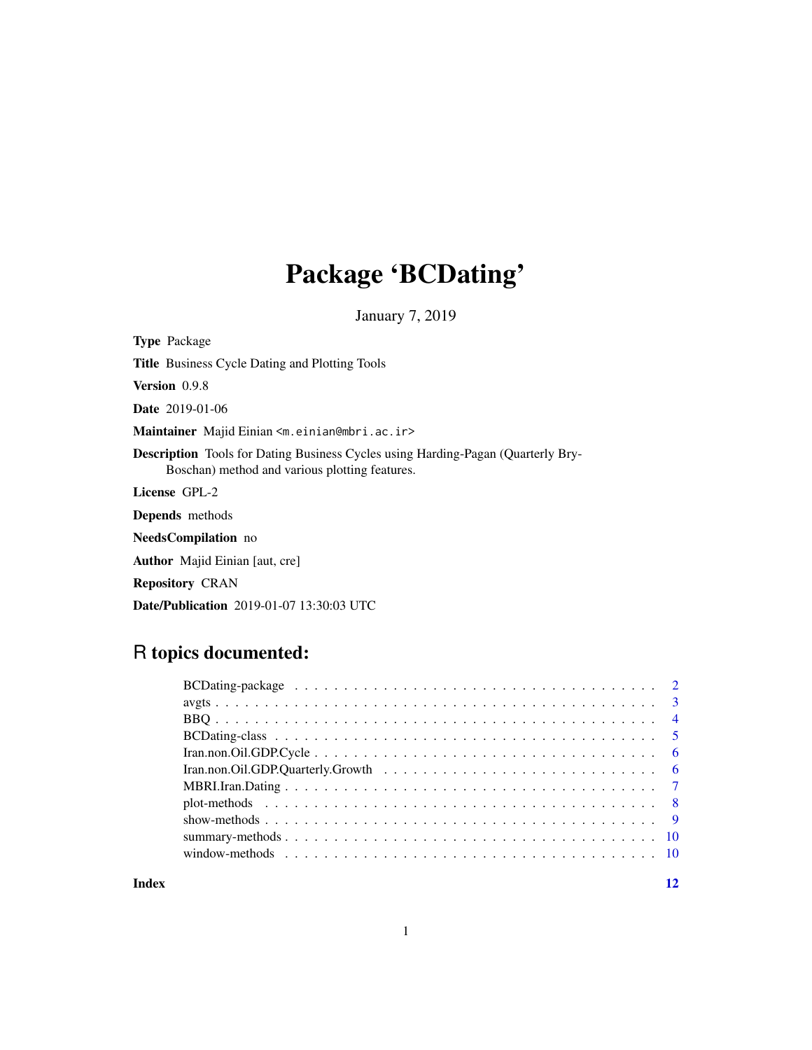# Package 'BCDating'

January 7, 2019

**Type** Package

**Title** Business Cycle Dating and Plotting Tools

**Version** 0.9.8

**Date** 2019-01-06

**Maintainer** Majid Einian <m.einian@mbri.ac.ir>

**Description** Tools for Dating Business Cycles using Harding-Pagan (Quarterly Bry-Boschan) method and various plotting features.

**License** GPL-2

**Depends** methods

**NeedsCompilation** no

**Author** Majid Einian [aut, cre]

**Repository** CRAN

**Date/Publication** 2019-01-07 13:30:03 UTC

## R topics documented:

- BCDating-package . . . . . . . . . . . . . . . . . . . . . . . . . . . . . . . . . . . . . . 2
- avgts . . . . . . . . . . . . . . . . . . . . . . . . . . . . . . . . . . . . . . . . . . . . . 3
- BBQ . . . . . . . . . . . . . . . . . . . . . . . . . . . . . . . . . . . . . . . . . . . . . 4
- BCDating-class . . . . . . . . . . . . . . . . . . . . . . . . . . . . . . . . . . . . . . . 5
- Iran.non.Oil.GDP.Cycle . . . . . . . . . . . . . . . . . . . . . . . . . . . . . . . . . . 6
- Iran.non.Oil.GDP.Quarterly.Growth . . . . . . . . . . . . . . . . . . . . . . . . . . . 6
- MBRI.Iran.Dating . . . . . . . . . . . . . . . . . . . . . . . . . . . . . . . . . . . . . 7
- plot-methods . . . . . . . . . . . . . . . . . . . . . . . . . . . . . . . . . . . . . . . . 8
- show-methods . . . . . . . . . . . . . . . . . . . . . . . . . . . . . . . . . . . . . . . . 9
- summary-methods . . . . . . . . . . . . . . . . . . . . . . . . . . . . . . . . . . . . . . 10
- window-methods . . . . . . . . . . . . . . . . . . . . . . . . . . . . . . . . . . . . . . . 10

**Index** 12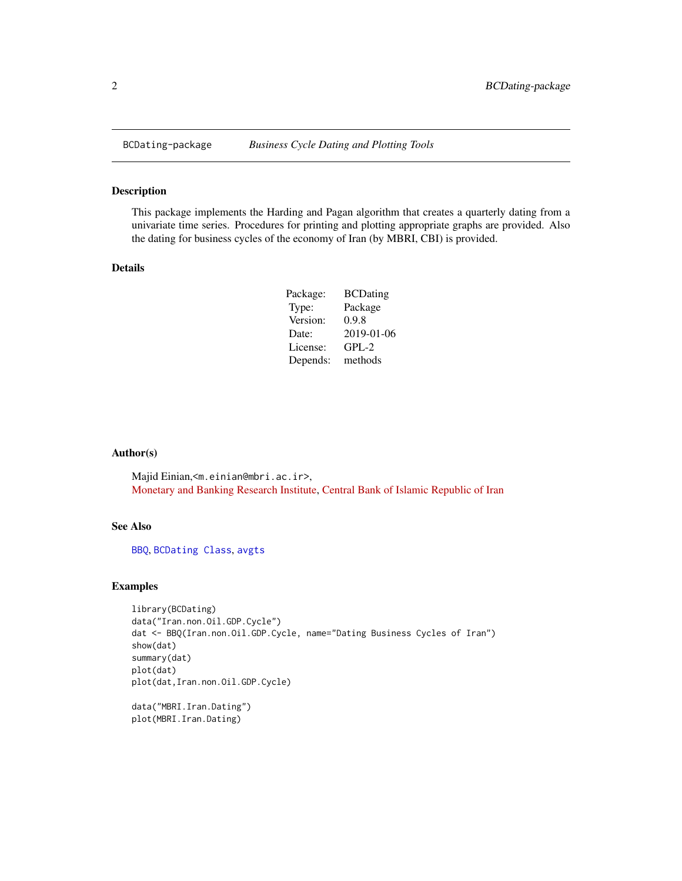BCDating-package    *Business Cycle Dating and Plotting Tools*

## Description

This package implements the Harding and Pagan algorithm that creates a quarterly dating from a univariate time series. Procedures for printing and plotting appropriate graphs are provided. Also the dating for business cycles of the economy of Iran (by MBRI, CBI) is provided.

## Details

| | |
|---|---|
| Package: | BCDating |
| Type: | Package |
| Version: | 0.9.8 |
| Date: | 2019-01-06 |
| License: | GPL-2 |
| Depends: | methods |

## Author(s)

Majid Einian,<m.einian@mbri.ac.ir>,
Monetary and Banking Research Institute, Central Bank of Islamic Republic of Iran

## See Also

BBQ, BCDating Class, avgts

## Examples

```
library(BCDating)
data("Iran.non.Oil.GDP.Cycle")
dat <- BBQ(Iran.non.Oil.GDP.Cycle, name="Dating Business Cycles of Iran")
show(dat)
summary(dat)
plot(dat)
plot(dat,Iran.non.Oil.GDP.Cycle)

data("MBRI.Iran.Dating")
plot(MBRI.Iran.Dating)
```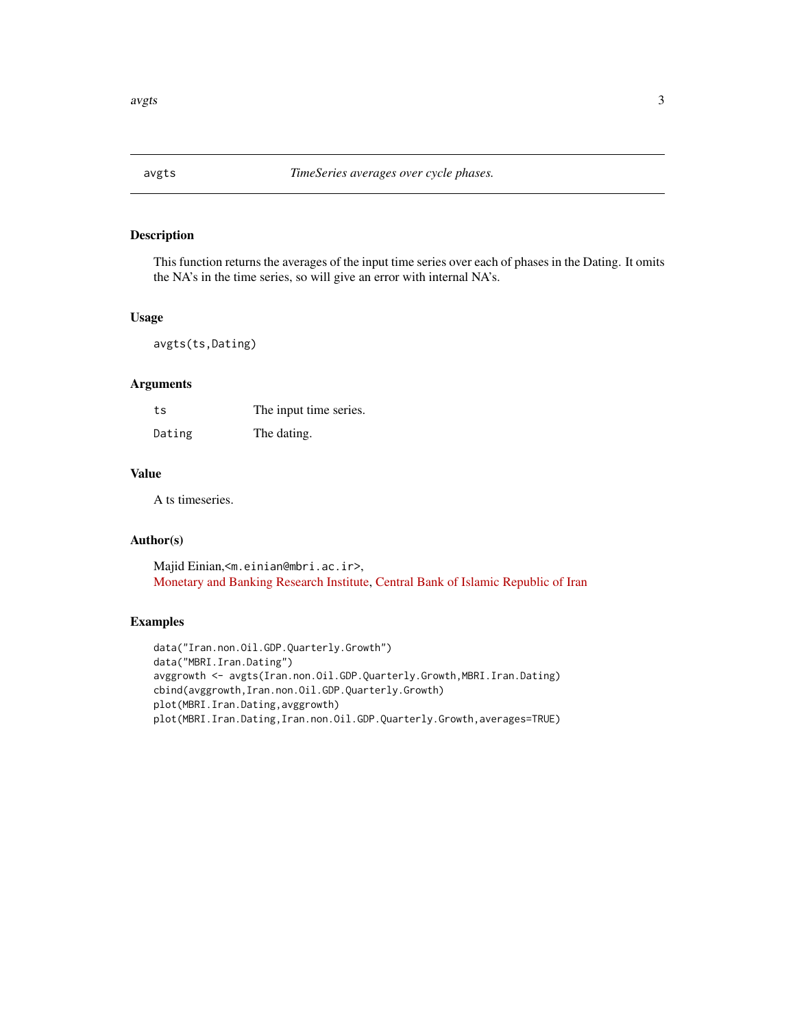# avgts — *TimeSeries averages over cycle phases.*

## Description

This function returns the averages of the input time series over each of phases in the Dating. It omits the NA's in the time series, so will give an error with internal NA's.

## Usage

```
avgts(ts,Dating)
```

## Arguments

| | |
|---|---|
| ts | The input time series. |
| Dating | The dating. |

## Value

A ts timeseries.

## Author(s)

Majid Einian,<m.einian@mbri.ac.ir>,
Monetary and Banking Research Institute, Central Bank of Islamic Republic of Iran

## Examples

```
data("Iran.non.Oil.GDP.Quarterly.Growth")
data("MBRI.Iran.Dating")
avggrowth <- avgts(Iran.non.Oil.GDP.Quarterly.Growth,MBRI.Iran.Dating)
cbind(avggrowth,Iran.non.Oil.GDP.Quarterly.Growth)
plot(MBRI.Iran.Dating,avggrowth)
plot(MBRI.Iran.Dating,Iran.non.Oil.GDP.Quarterly.Growth,averages=TRUE)
```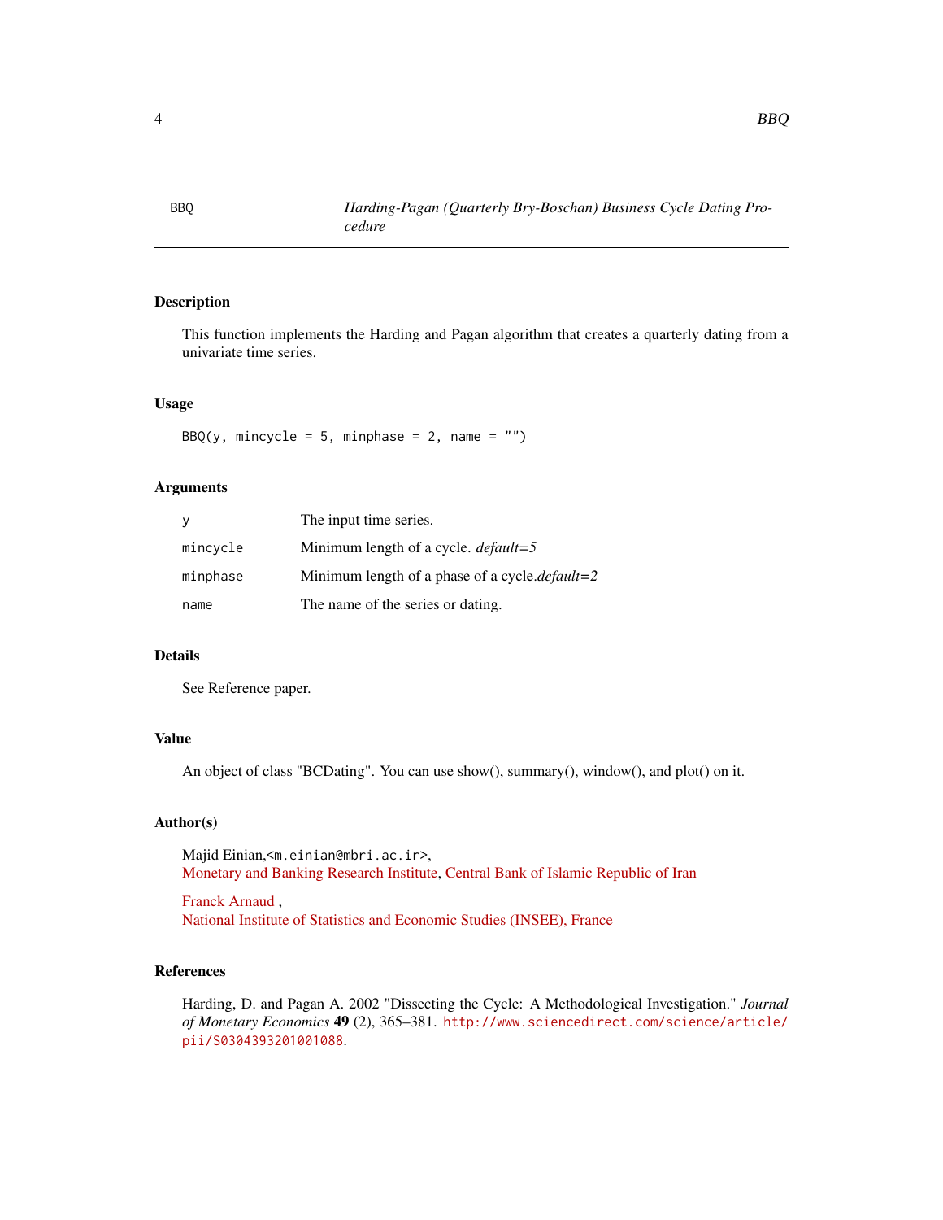## BBQ — *Harding-Pagan (Quarterly Bry-Boschan) Business Cycle Dating Procedure*

### Description

This function implements the Harding and Pagan algorithm that creates a quarterly dating from a univariate time series.

### Usage

```
BBQ(y, mincycle = 5, minphase = 2, name = "")
```

### Arguments

| | |
|---|---|
| `y` | The input time series. |
| `mincycle` | Minimum length of a cycle. *default=5* |
| `minphase` | Minimum length of a phase of a cycle.*default=2* |
| `name` | The name of the series or dating. |

### Details

See Reference paper.

### Value

An object of class "BCDating". You can use show(), summary(), window(), and plot() on it.

### Author(s)

Majid Einian,<m.einian@mbri.ac.ir>,
Monetary and Banking Research Institute, Central Bank of Islamic Republic of Iran

Franck Arnaud ,
National Institute of Statistics and Economic Studies (INSEE), France

### References

Harding, D. and Pagan A. 2002 "Dissecting the Cycle: A Methodological Investigation." *Journal of Monetary Economics* **49** (2), 365–381. http://www.sciencedirect.com/science/article/pii/S0304393201001088.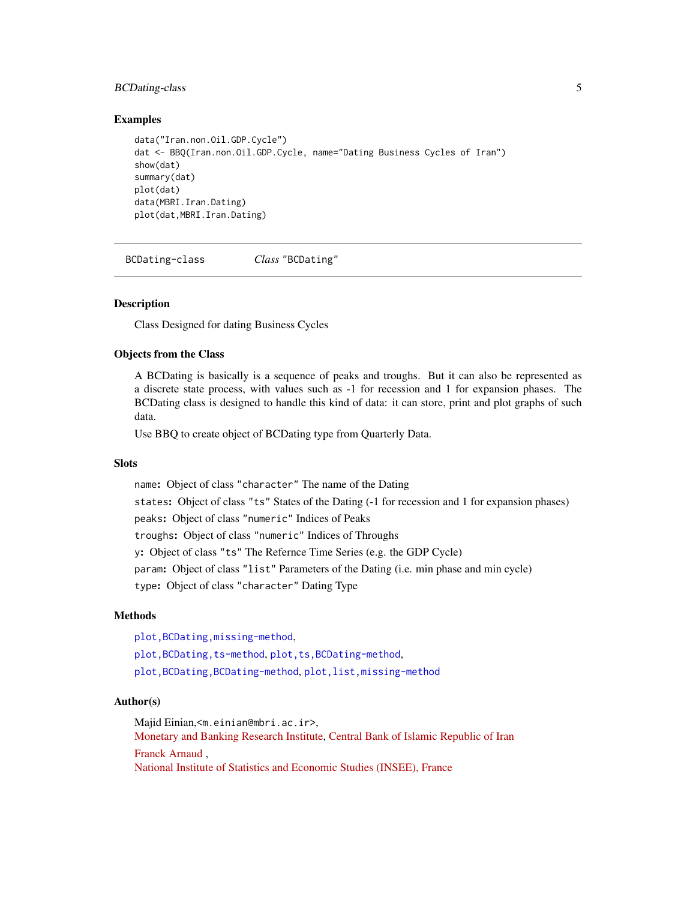### Examples

```
data("Iran.non.Oil.GDP.Cycle")
dat <- BBQ(Iran.non.Oil.GDP.Cycle, name="Dating Business Cycles of Iran")
show(dat)
summary(dat)
plot(dat)
data(MBRI.Iran.Dating)
plot(dat,MBRI.Iran.Dating)
```

---

BCDating-class  *Class* "BCDating"

---

### Description

Class Designed for dating Business Cycles

### Objects from the Class

A BCDating is basically is a sequence of peaks and troughs. But it can also be represented as a discrete state process, with values such as -1 for recession and 1 for expansion phases. The BCDating class is designed to handle this kind of data: it can store, print and plot graphs of such data.

Use BBQ to create object of BCDating type from Quarterly Data.

### Slots

`name`: Object of class "character" The name of the Dating

`states`: Object of class "ts" States of the Dating (-1 for recession and 1 for expansion phases)

`peaks`: Object of class "numeric" Indices of Peaks

`troughs`: Object of class "numeric" Indices of Throughs

`y`: Object of class "ts" The Refernce Time Series (e.g. the GDP Cycle)

`param`: Object of class "list" Parameters of the Dating (i.e. min phase and min cycle)

`type`: Object of class "character" Dating Type

### Methods

`plot,BCDating,missing-method`,

`plot,BCDating,ts-method`, `plot,ts,BCDating-method`,

`plot,BCDating,BCDating-method`, `plot,list,missing-method`

### Author(s)

Majid Einian,<m.einian@mbri.ac.ir>,
Monetary and Banking Research Institute, Central Bank of Islamic Republic of Iran

Franck Arnaud ,
National Institute of Statistics and Economic Studies (INSEE), France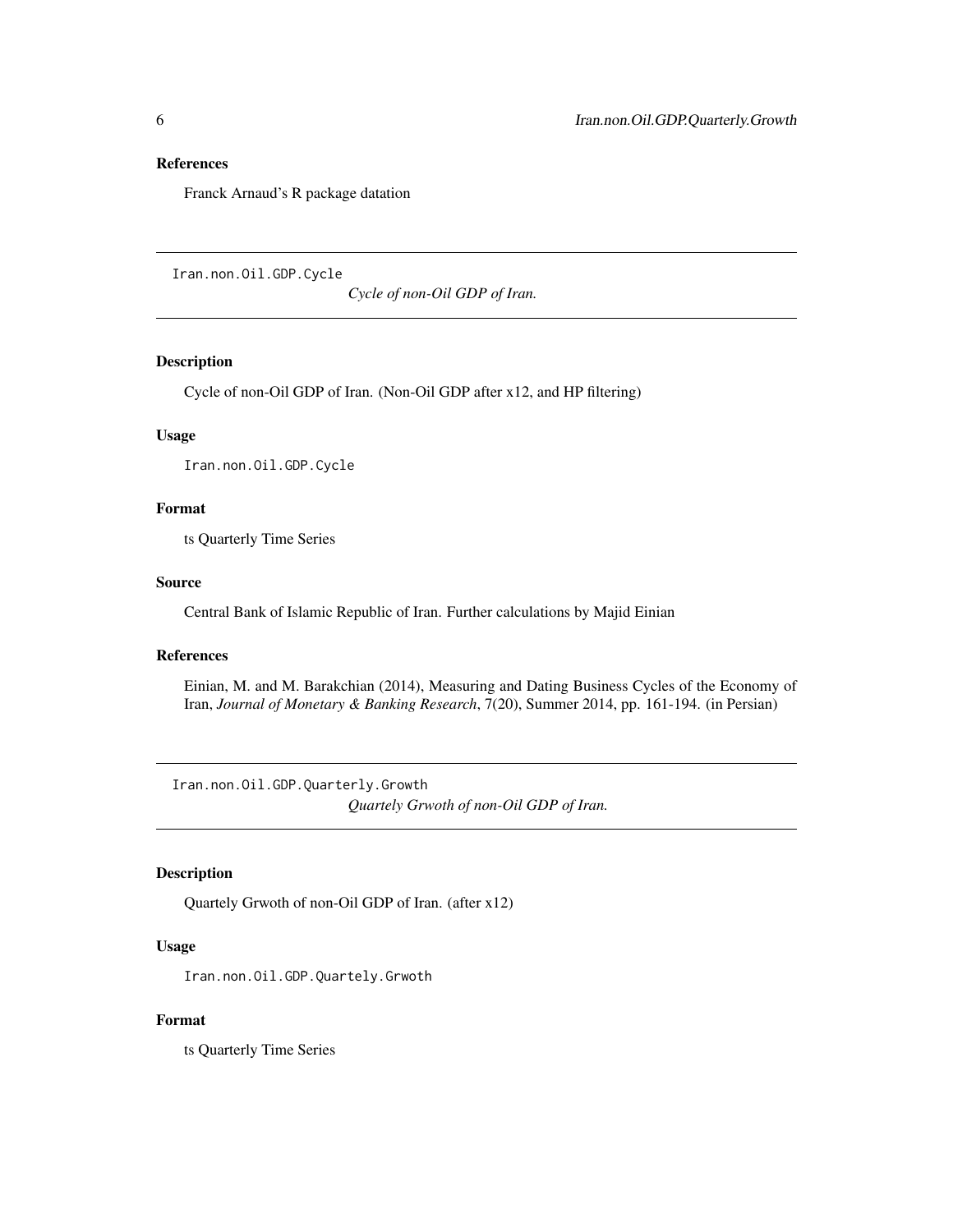### References

Franck Arnaud's R package datation

---

## Iran.non.Oil.GDP.Cycle

*Cycle of non-Oil GDP of Iran.*

### Description

Cycle of non-Oil GDP of Iran. (Non-Oil GDP after x12, and HP filtering)

### Usage

```
Iran.non.Oil.GDP.Cycle
```

### Format

ts Quarterly Time Series

### Source

Central Bank of Islamic Republic of Iran. Further calculations by Majid Einian

### References

Einian, M. and M. Barakchian (2014), Measuring and Dating Business Cycles of the Economy of Iran, *Journal of Monetary & Banking Research*, 7(20), Summer 2014, pp. 161-194. (in Persian)

---

## Iran.non.Oil.GDP.Quarterly.Growth

*Quartely Grwoth of non-Oil GDP of Iran.*

### Description

Quartely Grwoth of non-Oil GDP of Iran. (after x12)

### Usage

```
Iran.non.Oil.GDP.Quartely.Grwoth
```

### Format

ts Quarterly Time Series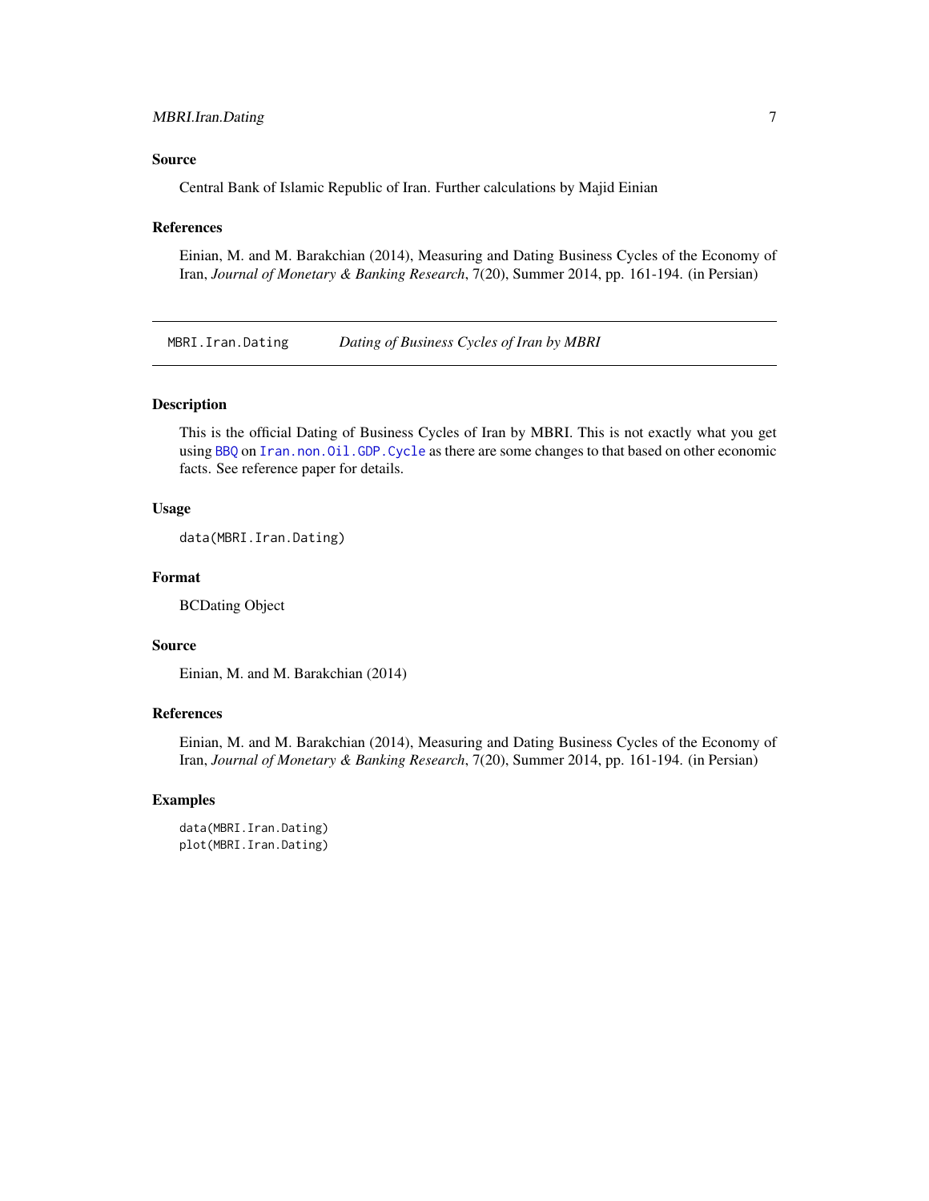### Source

Central Bank of Islamic Republic of Iran. Further calculations by Majid Einian

### References

Einian, M. and M. Barakchian (2014), Measuring and Dating Business Cycles of the Economy of Iran, *Journal of Monetary & Banking Research*, 7(20), Summer 2014, pp. 161-194. (in Persian)

---

## MBRI.Iran.Dating — *Dating of Business Cycles of Iran by MBRI*

---

### Description

This is the official Dating of Business Cycles of Iran by MBRI. This is not exactly what you get using `BBQ` on `Iran.non.Oil.GDP.Cycle` as there are some changes to that based on other economic facts. See reference paper for details.

### Usage

```
data(MBRI.Iran.Dating)
```

### Format

BCDating Object

### Source

Einian, M. and M. Barakchian (2014)

### References

Einian, M. and M. Barakchian (2014), Measuring and Dating Business Cycles of the Economy of Iran, *Journal of Monetary & Banking Research*, 7(20), Summer 2014, pp. 161-194. (in Persian)

### Examples

```
data(MBRI.Iran.Dating)
plot(MBRI.Iran.Dating)
```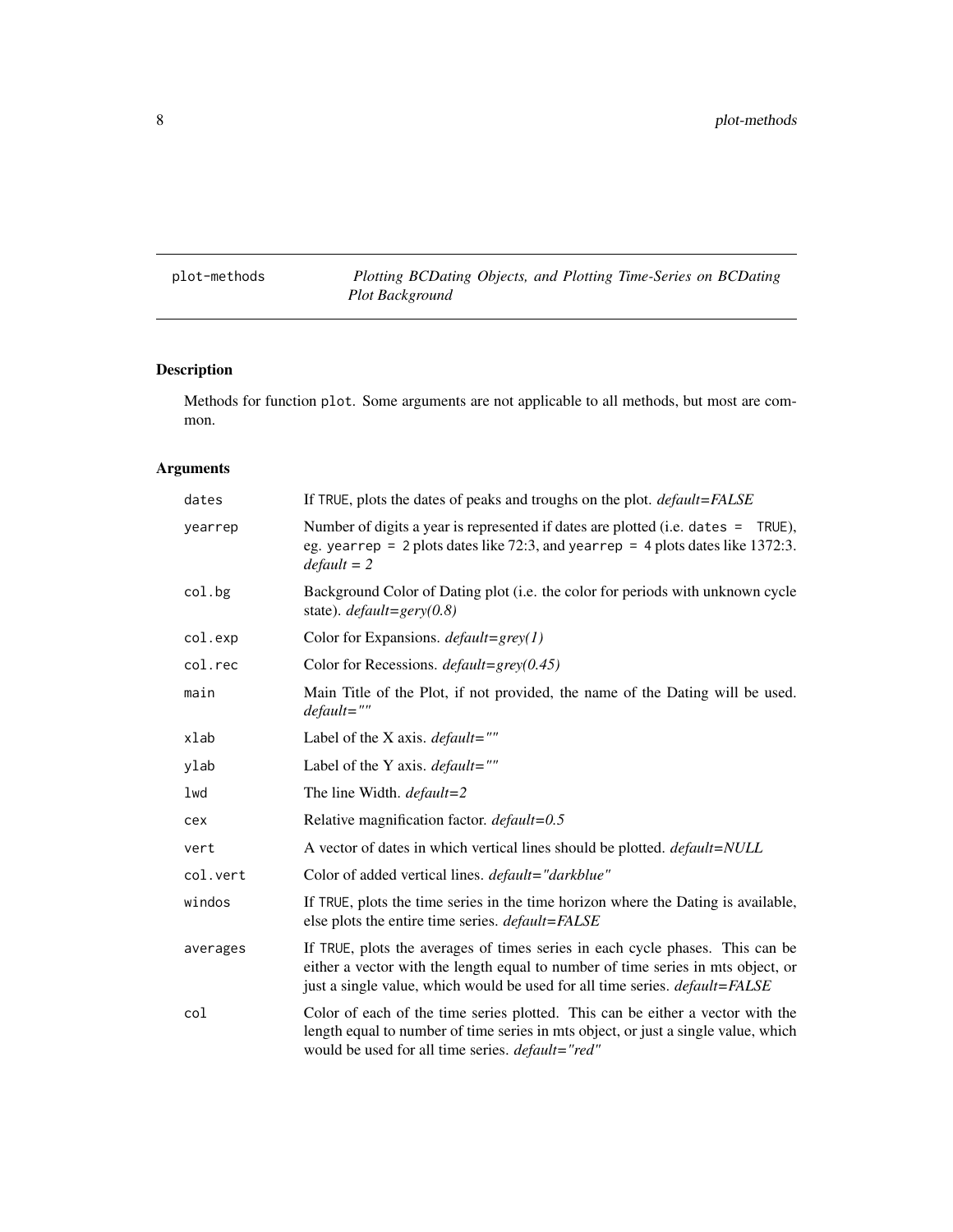plot-methods *Plotting BCDating Objects, and Plotting Time-Series on BCDating Plot Background*

## Description

Methods for function `plot`. Some arguments are not applicable to all methods, but most are common.

## Arguments

| | |
|---|---|
| `dates` | If `TRUE`, plots the dates of peaks and troughs on the plot. *default=FALSE* |
| `yearrep` | Number of digits a year is represented if dates are plotted (i.e. `dates = TRUE`), eg. `yearrep = 2` plots dates like 72:3, and `yearrep = 4` plots dates like 1372:3. *default = 2* |
| `col.bg` | Background Color of Dating plot (i.e. the color for periods with unknown cycle state). *default=gery(0.8)* |
| `col.exp` | Color for Expansions. *default=grey(1)* |
| `col.rec` | Color for Recessions. *default=grey(0.45)* |
| `main` | Main Title of the Plot, if not provided, the name of the Dating will be used. *default=""* |
| `xlab` | Label of the X axis. *default=""* |
| `ylab` | Label of the Y axis. *default=""* |
| `lwd` | The line Width. *default=2* |
| `cex` | Relative magnification factor. *default=0.5* |
| `vert` | A vector of dates in which vertical lines should be plotted. *default=NULL* |
| `col.vert` | Color of added vertical lines. *default="darkblue"* |
| `windos` | If `TRUE`, plots the time series in the time horizon where the Dating is available, else plots the entire time series. *default=FALSE* |
| `averages` | If `TRUE`, plots the averages of times series in each cycle phases. This can be either a vector with the length equal to number of time series in mts object, or just a single value, which would be used for all time series. *default=FALSE* |
| `col` | Color of each of the time series plotted. This can be either a vector with the length equal to number of time series in mts object, or just a single value, which would be used for all time series. *default="red"* |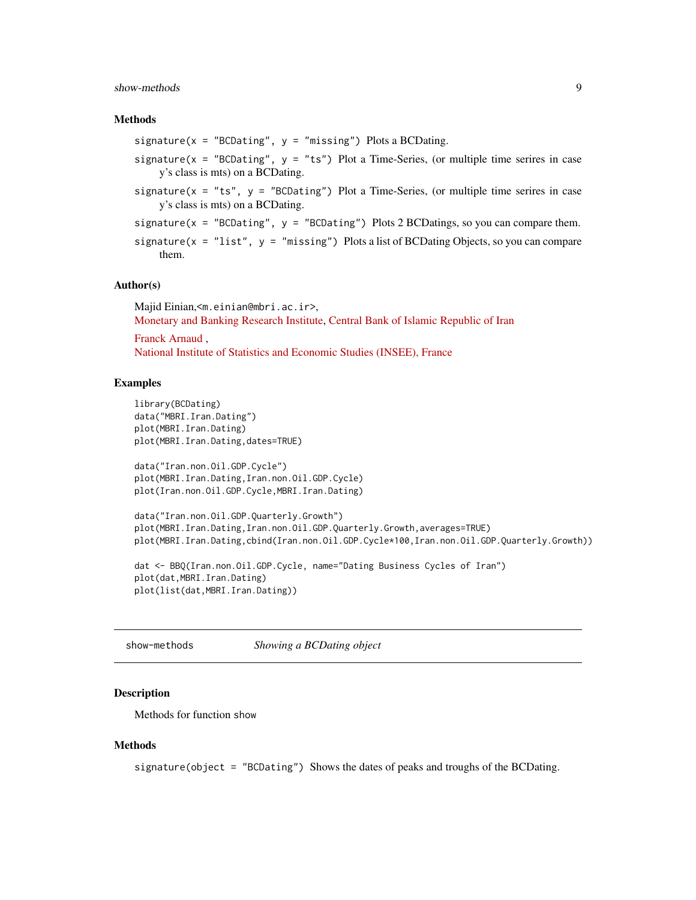### Methods

`signature(x = "BCDating", y = "missing")` Plots a BCDating.

`signature(x = "BCDating", y = "ts")` Plot a Time-Series, (or multiple time serires in case y's class is mts) on a BCDating.

`signature(x = "ts", y = "BCDating")` Plot a Time-Series, (or multiple time serires in case y's class is mts) on a BCDating.

`signature(x = "BCDating", y = "BCDating")` Plots 2 BCDatings, so you can compare them.

`signature(x = "list", y = "missing")` Plots a list of BCDating Objects, so you can compare them.

### Author(s)

Majid Einian,<m.einian@mbri.ac.ir>,
Monetary and Banking Research Institute, Central Bank of Islamic Republic of Iran

Franck Arnaud ,
National Institute of Statistics and Economic Studies (INSEE), France

### Examples

```
library(BCDating)
data("MBRI.Iran.Dating")
plot(MBRI.Iran.Dating)
plot(MBRI.Iran.Dating,dates=TRUE)

data("Iran.non.Oil.GDP.Cycle")
plot(MBRI.Iran.Dating,Iran.non.Oil.GDP.Cycle)
plot(Iran.non.Oil.GDP.Cycle,MBRI.Iran.Dating)

data("Iran.non.Oil.GDP.Quarterly.Growth")
plot(MBRI.Iran.Dating,Iran.non.Oil.GDP.Quarterly.Growth,averages=TRUE)
plot(MBRI.Iran.Dating,cbind(Iran.non.Oil.GDP.Cycle*100,Iran.non.Oil.GDP.Quarterly.Growth))

dat <- BBQ(Iran.non.Oil.GDP.Cycle, name="Dating Business Cycles of Iran")
plot(dat,MBRI.Iran.Dating)
plot(list(dat,MBRI.Iran.Dating))
```

---

## show-methods *Showing a BCDating object*

### Description

Methods for function `show`

### Methods

`signature(object = "BCDating")` Shows the dates of peaks and troughs of the BCDating.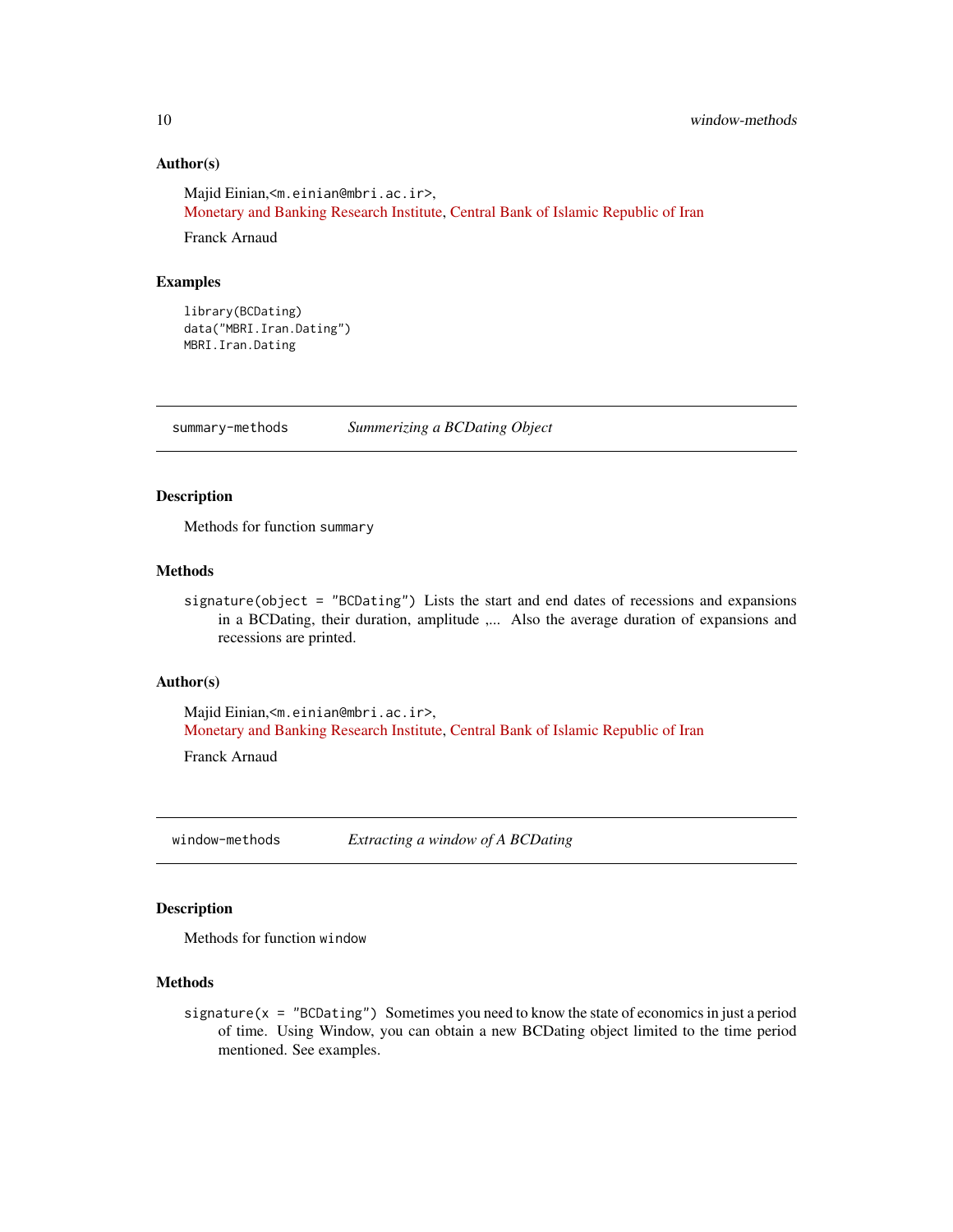### Author(s)

Majid Einian,<m.einian@mbri.ac.ir>,
Monetary and Banking Research Institute, Central Bank of Islamic Republic of Iran

Franck Arnaud

### Examples

```
library(BCDating)
data("MBRI.Iran.Dating")
MBRI.Iran.Dating
```

---

## summary-methods *Summerizing a BCDating Object*

---

### Description

Methods for function `summary`

### Methods

`signature(object = "BCDating")` Lists the start and end dates of recessions and expansions in a BCDating, their duration, amplitude ,... Also the average duration of expansions and recessions are printed.

### Author(s)

Majid Einian,<m.einian@mbri.ac.ir>,
Monetary and Banking Research Institute, Central Bank of Islamic Republic of Iran

Franck Arnaud

---

## window-methods *Extracting a window of A BCDating*

---

### Description

Methods for function `window`

### Methods

`signature(x = "BCDating")` Sometimes you need to know the state of economics in just a period of time. Using Window, you can obtain a new BCDating object limited to the time period mentioned. See examples.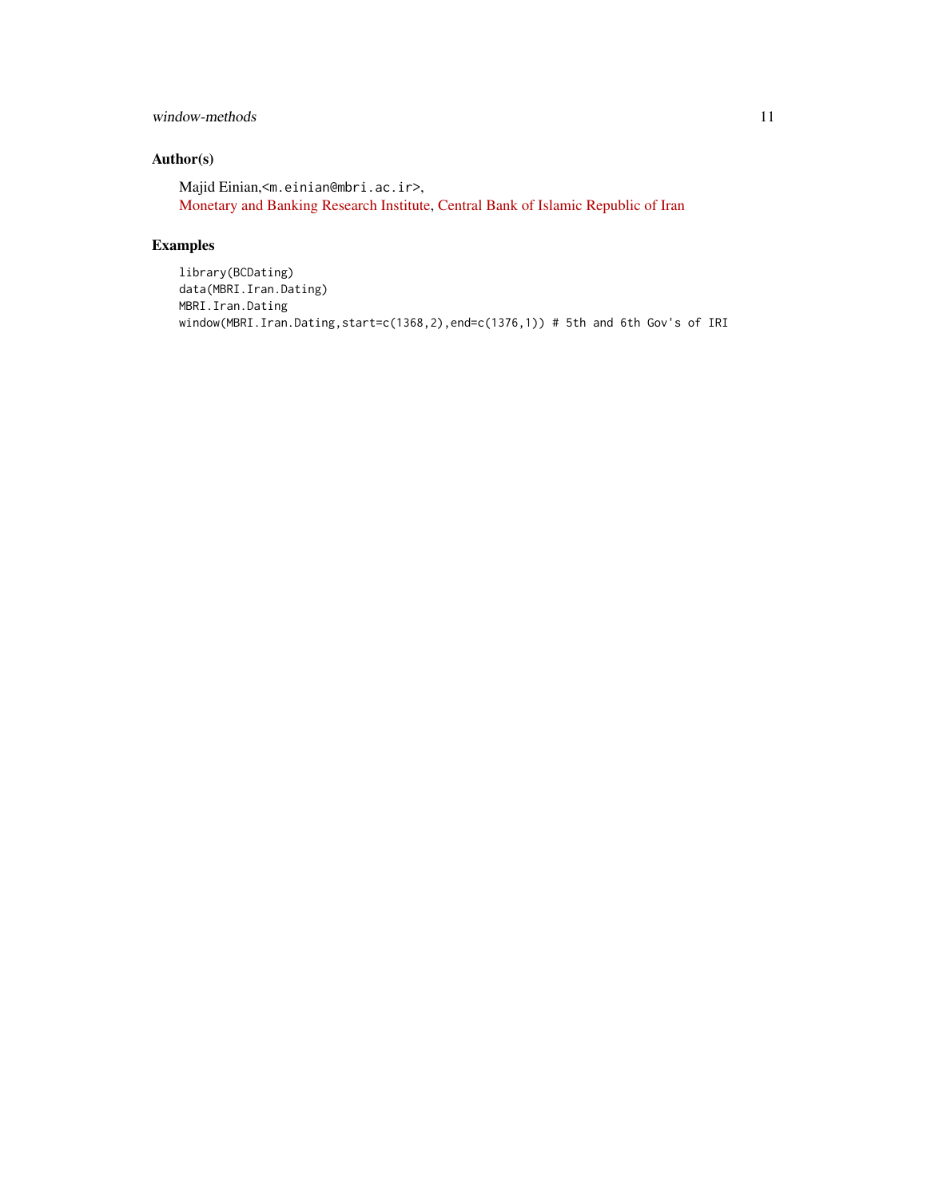## Author(s)

Majid Einian,<m.einian@mbri.ac.ir>,
Monetary and Banking Research Institute, Central Bank of Islamic Republic of Iran

## Examples

```
library(BCDating)
data(MBRI.Iran.Dating)
MBRI.Iran.Dating
window(MBRI.Iran.Dating,start=c(1368,2),end=c(1376,1)) # 5th and 6th Gov's of IRI
```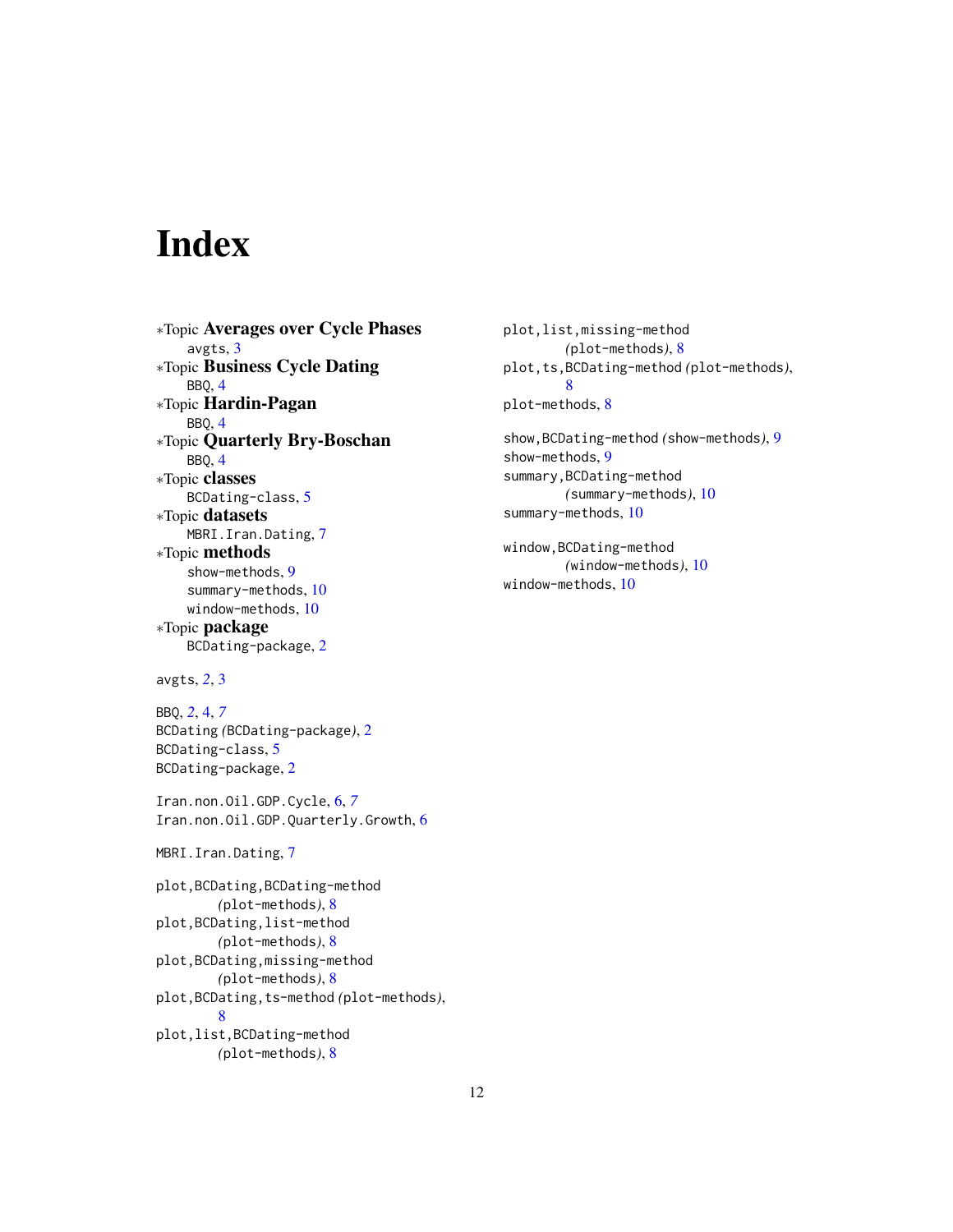# Index

*Topic **Averages over Cycle Phases**
  avgts, 3
*Topic **Business Cycle Dating**
  BBQ, 4
*Topic **Hardin-Pagan**
  BBQ, 4
*Topic **Quarterly Bry-Boschan**
  BBQ, 4
*Topic **classes**
  BCDating-class, 5
*Topic **datasets**
  MBRI.Iran.Dating, 7
*Topic **methods**
  show-methods, 9
  summary-methods, 10
  window-methods, 10
*Topic **package**
  BCDating-package, 2

avgts, *2*, 3

BBQ, *2*, 4, *7*
BCDating *(BCDating-package)*, 2
BCDating-class, 5
BCDating-package, 2

Iran.non.Oil.GDP.Cycle, 6, *7*
Iran.non.Oil.GDP.Quarterly.Growth, 6

MBRI.Iran.Dating, 7

plot,BCDating,BCDating-method *(plot-methods)*, 8
plot,BCDating,list-method *(plot-methods)*, 8
plot,BCDating,missing-method *(plot-methods)*, 8
plot,BCDating,ts-method *(plot-methods)*, 8
plot,list,BCDating-method *(plot-methods)*, 8
plot,list,missing-method *(plot-methods)*, 8
plot,ts,BCDating-method *(plot-methods)*, 8
plot-methods, 8

show,BCDating-method *(show-methods)*, 9
show-methods, 9
summary,BCDating-method *(summary-methods)*, 10
summary-methods, 10

window,BCDating-method *(window-methods)*, 10
window-methods, 10